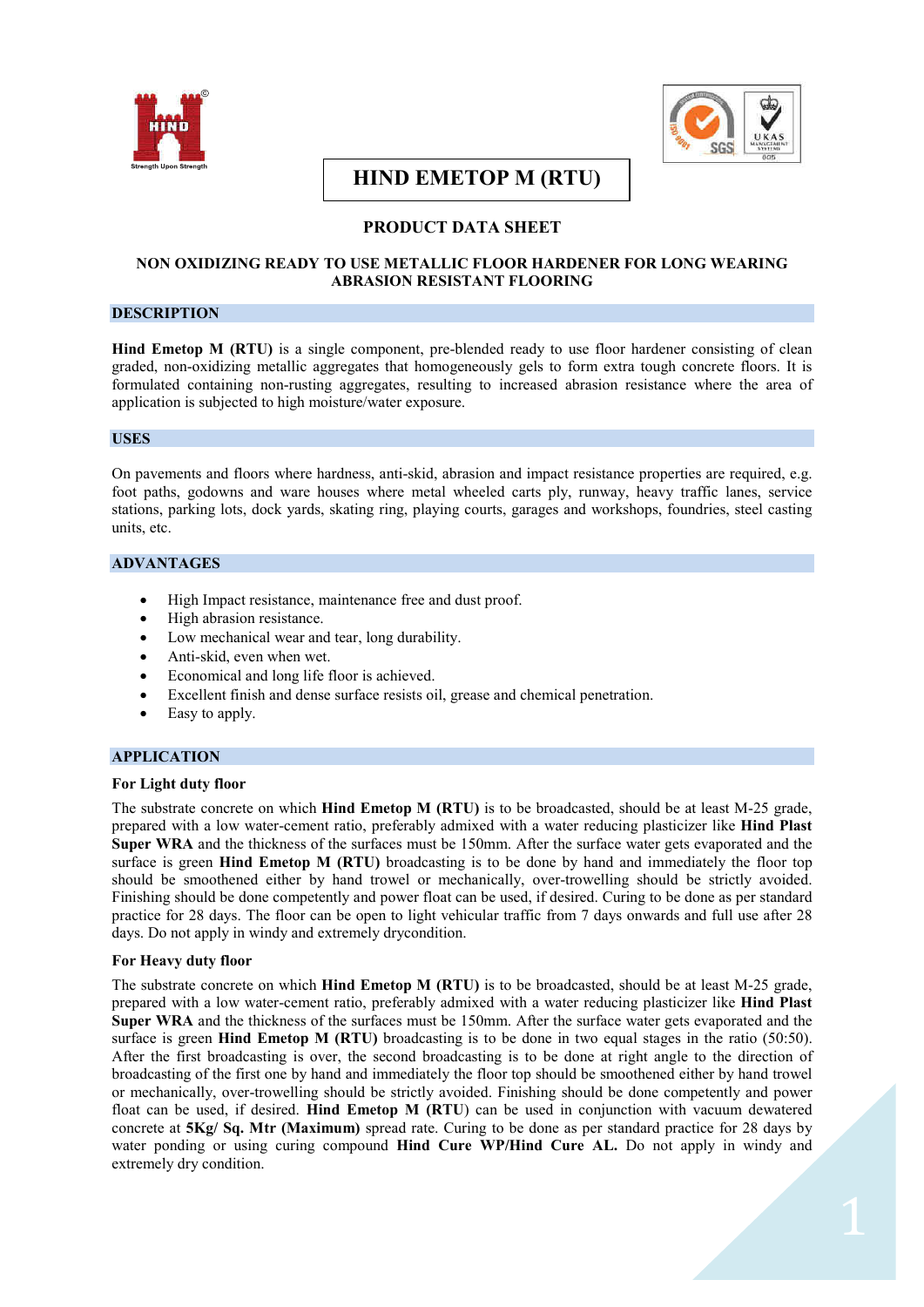# HIND EMETOP M (RTU)

## PRODUCT DATA SHEET

### NON OXIDIZING READY TO USE METALLIC FLOOR HARDENER FOR LONG WEARING ABRASION RESISTANT FLOORING

## DESCRIPTION

**Hind Emetop M (RTU)** is a single component, pre-blended ready to use floor hardener consisting of clean graded, non-oxidizing metallic aggregates that homogeneously gels to form extra tough concrete floors. It is formulated containing non-rusting aggregates, resulting to increased abrasion resistance where the area of application is subjected to high moisture/water exposure.

## USES

On pavements and floors where hardness, anti-skid, abrasion and impact resistance properties are required, e.g. foot paths, godowns and ware houses where metal wheeled carts ply, runway, heavy traffic lanes, service stations, parking lots, dock yards, skating ring, playing courts, garages and workshops, foundries, steel casting units, etc.

## ADVANTAGES

- High Impact resistance, maintenance free and dust proof.
- High abrasion resistance.
- Low mechanical wear and tear, long durability.
- Anti-skid, even when wet.
- Economical and long life floor is achieved.
- Excellent finish and dense surface resists oil, grease and chemical penetration.
- Easy to apply.

## APPLICATION

### For Light duty floor

The substrate concrete on which **Hind Emetop M (RTU)** is to be broadcasted, should be at least M-25 grade, prepared with a low water-cement ratio, preferably admixed with a water reducing plasticizer like **Hind Plast Super WRA** and the thickness of the surfaces must be 150mm. After the surface water gets evaporated and the surface is green **Hind Emetop M (RTU)** broadcasting is to be done by hand and immediately the floor top should be smoothened either by hand trowel or mechanically, over-trowelling should be strictly avoided. Finishing should be done competently and power float can be used, if desired. Curing to be done as per standard practice for 28 days. The floor can be open to light vehicular traffic from 7 days onwards and full use after 28 days. Do not apply in windy and extremely drycondition.

### For Heavy duty floor

The substrate concrete on which **Hind Emetop M (RTU)** is to be broadcasted, should be at least M-25 grade, prepared with a low water-cement ratio, preferably admixed with a water reducing plasticizer like **Hind Plast Super WRA** and the thickness of the surfaces must be 150mm. After the surface water gets evaporated and the surface is green **Hind Emetop M (RTU)** broadcasting is to be done in two equal stages in the ratio (50:50). After the first broadcasting is over, the second broadcasting is to be done at right angle to the direction of broadcasting of the first one by hand and immediately the floor top should be smoothened either by hand trowel or mechanically, over-trowelling should be strictly avoided. Finishing should be done competently and power float can be used, if desired. **Hind Emetop M (RTU)** can be used in conjunction with vacuum dewatered concrete at **5Kg/ Sq. Mtr (Maximum)** spread rate. Curing to be done as per standard practice for 28 days by water ponding or using curing compound **Hind Cure WP/Hind Cure AL.** Do not apply in windy and extremely dry condition.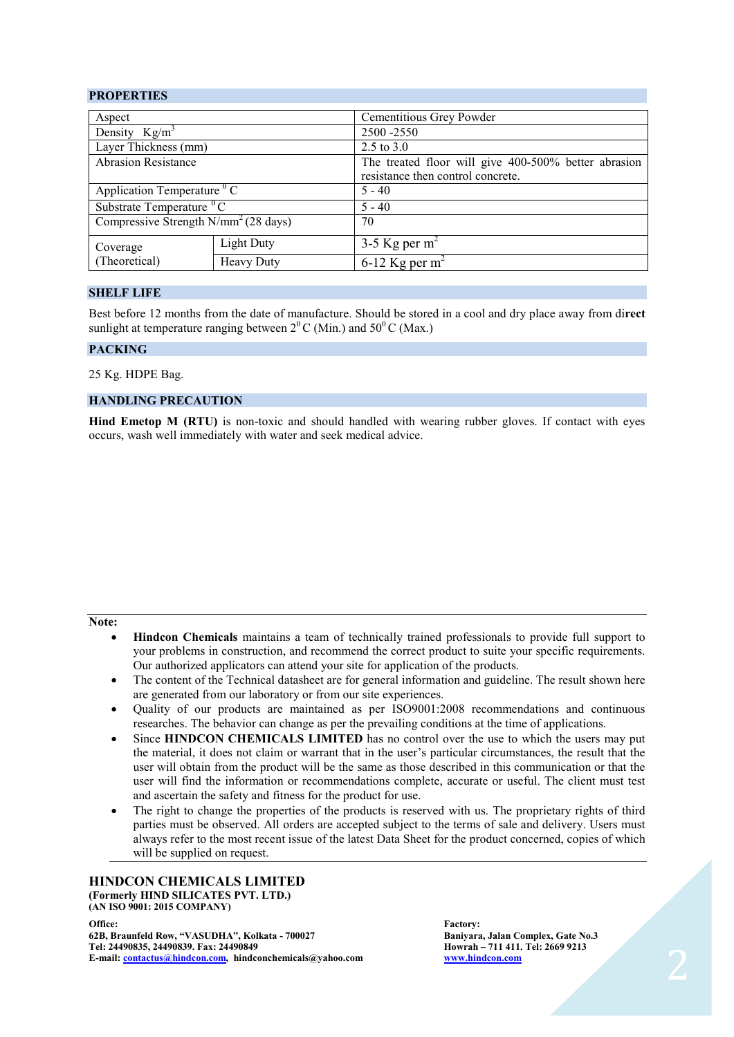## PROPERTIES

| | | |
|---|---|---|
| Aspect | | Cementitious Grey Powder |
| Density Kg/m$^3$ | | 2500 -2550 |
| Layer Thickness (mm) | | 2.5 to 3.0 |
| Abrasion Resistance | | The treated floor will give 400-500% better abrasion resistance then control concrete. |
| Application Temperature $^0$ C | | 5 - 40 |
| Substrate Temperature $^0$C | | 5 - 40 |
| Compressive Strength N/mm$^2$ (28 days) | | 70 |
| Coverage (Theoretical) | Light Duty | 3-5 Kg per m$^2$ |
| | Heavy Duty | 6-12 Kg per m$^2$ |

## SHELF LIFE

Best before 12 months from the date of manufacture. Should be stored in a cool and dry place away from direct sunlight at temperature ranging between 2$^0$ C (Min.) and 50$^0$ C (Max.)

## PACKING

25 Kg. HDPE Bag.

## HANDLING PRECAUTION

**Hind Emetop M (RTU)** is non-toxic and should handled with wearing rubber gloves. If contact with eyes occurs, wash well immediately with water and seek medical advice.

**Note:**

- **Hindcon Chemicals** maintains a team of technically trained professionals to provide full support to your problems in construction, and recommend the correct product to suite your specific requirements. Our authorized applicators can attend your site for application of the products.
- The content of the Technical datasheet are for general information and guideline. The result shown here are generated from our laboratory or from our site experiences.
- Quality of our products are maintained as per ISO9001:2008 recommendations and continuous researches. The behavior can change as per the prevailing conditions at the time of applications.
- Since **HINDCON CHEMICALS** has no control over the use to which the users may put the material, it does not claim or warrant that in the user's particular circumstances, the result that the user will obtain from the product will be the same as those described in this communication or that the user will find the information or recommendations complete, accurate or useful. The client must test and ascertain the safety and fitness for the product for use.
- The right to change the properties of the products is reserved with us. The proprietary rights of third parties must be observed. All orders are accepted subject to the terms of sale and delivery. Users must always refer to the most recent issue of the latest Data Sheet for the product concerned, copies of which will be supplied on request.

**HINDCON CHEMICALS LIMITED**
**(Formerly HIND SILICATES PVT. LTD.)**
**(AN ISO 9001: 2015 COMPANY)**

**Office:**
**62B, Braunfeld Row, "VASUDHA", Kolkata - 700027**
**Tel: 24490835, 24490839. Fax: 24490849**
**E-mail: contactus@hindcon.com, hindconchemicals@yahoo.com**

**Factory:**
**Baniyara, Jalan Complex, Gate No.3**
**Howrah – 711 411. Tel: 2669 9213**
**www.hindcon.com**